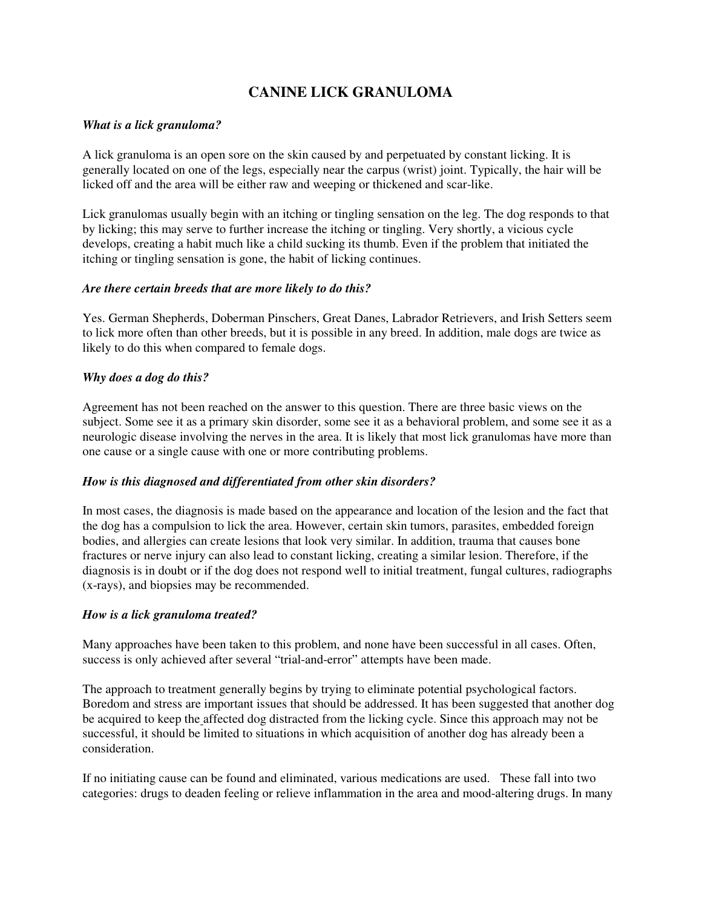# CANINE LICK GRANULOMA

### *What is a lick granuloma?*

A lick granuloma is an open sore on the skin caused by and perpetuated by constant licking. It is generally located on one of the legs, especially near the carpus (wrist) joint. Typically, the hair will be licked off and the area will be either raw and weeping or thickened and scar-like.

Lick granulomas usually begin with an itching or tingling sensation on the leg. The dog responds to that by licking; this may serve to further increase the itching or tingling. Very shortly, a vicious cycle develops, creating a habit much like a child sucking its thumb. Even if the problem that initiated the itching or tingling sensation is gone, the habit of licking continues.

### *Are there certain breeds that are more likely to do this?*

Yes. German Shepherds, Doberman Pinschers, Great Danes, Labrador Retrievers, and Irish Setters seem to lick more often than other breeds, but it is possible in any breed. In addition, male dogs are twice as likely to do this when compared to female dogs.

### *Why does a dog do this?*

Agreement has not been reached on the answer to this question. There are three basic views on the subject. Some see it as a primary skin disorder, some see it as a behavioral problem, and some see it as a neurologic disease involving the nerves in the area. It is likely that most lick granulomas have more than one cause or a single cause with one or more contributing problems.

### *How is this diagnosed and differentiated from other skin disorders?*

In most cases, the diagnosis is made based on the appearance and location of the lesion and the fact that the dog has a compulsion to lick the area. However, certain skin tumors, parasites, embedded foreign bodies, and allergies can create lesions that look very similar. In addition, trauma that causes bone fractures or nerve injury can also lead to constant licking, creating a similar lesion. Therefore, if the diagnosis is in doubt or if the dog does not respond well to initial treatment, fungal cultures, radiographs (x-rays), and biopsies may be recommended.

### *How is a lick granuloma treated?*

Many approaches have been taken to this problem, and none have been successful in all cases. Often, success is only achieved after several "trial-and-error" attempts have been made.

The approach to treatment generally begins by trying to eliminate potential psychological factors. Boredom and stress are important issues that should be addressed. It has been suggested that another dog be acquired to keep the affected dog distracted from the licking cycle. Since this approach may not be successful, it should be limited to situations in which acquisition of another dog has already been a consideration.

If no initiating cause can be found and eliminated, various medications are used. These fall into two categories: drugs to deaden feeling or relieve inflammation in the area and mood-altering drugs. In many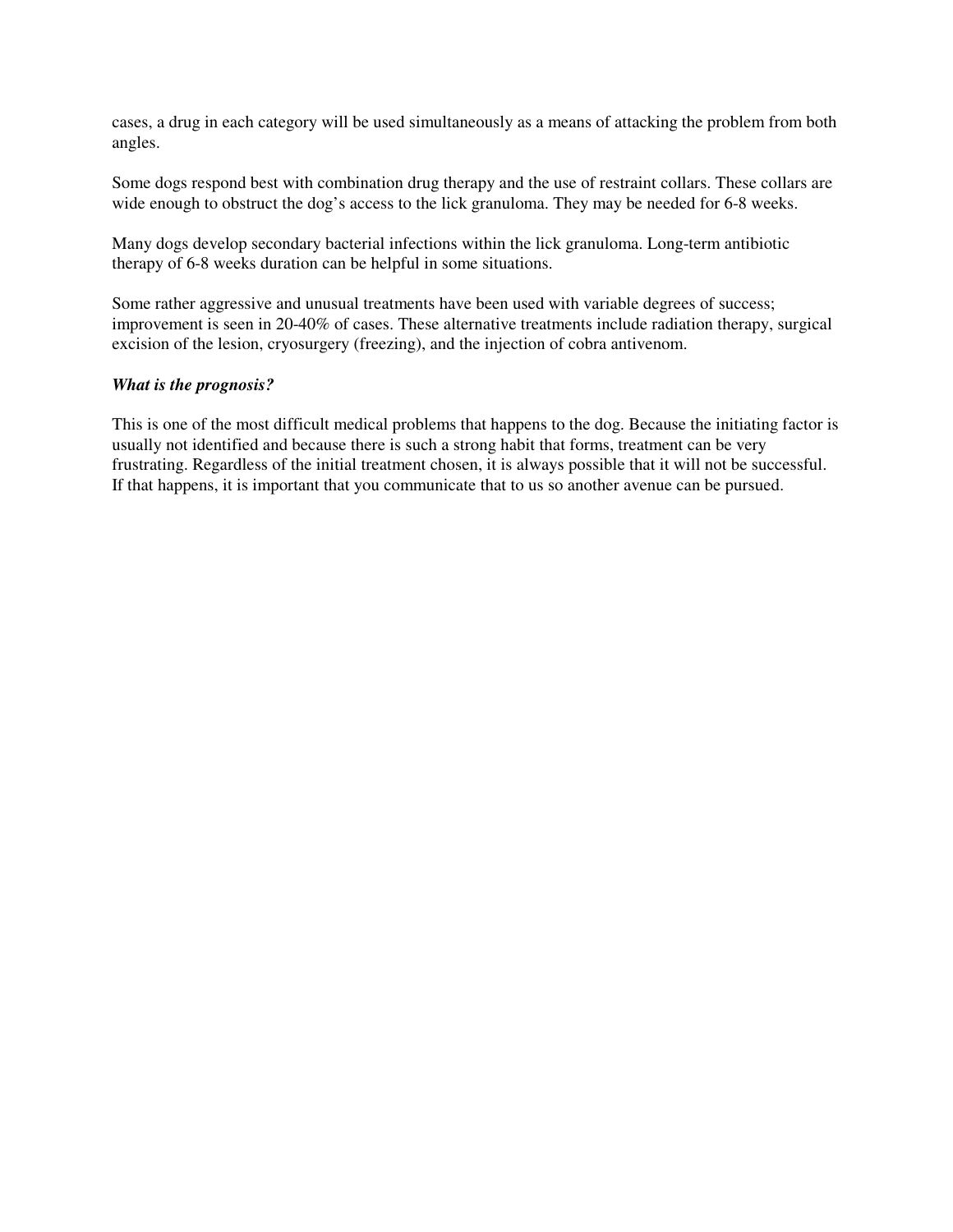cases, a drug in each category will be used simultaneously as a means of attacking the problem from both angles.

Some dogs respond best with combination drug therapy and the use of restraint collars. These collars are wide enough to obstruct the dog's access to the lick granuloma. They may be needed for 6-8 weeks.

Many dogs develop secondary bacterial infections within the lick granuloma. Long-term antibiotic therapy of 6-8 weeks duration can be helpful in some situations.

Some rather aggressive and unusual treatments have been used with variable degrees of success; improvement is seen in 20-40% of cases. These alternative treatments include radiation therapy, surgical excision of the lesion, cryosurgery (freezing), and the injection of cobra antivenom.

***What is the prognosis?***

This is one of the most difficult medical problems that happens to the dog. Because the initiating factor is usually not identified and because there is such a strong habit that forms, treatment can be very frustrating. Regardless of the initial treatment chosen, it is always possible that it will not be successful. If that happens, it is important that you communicate that to us so another avenue can be pursued.